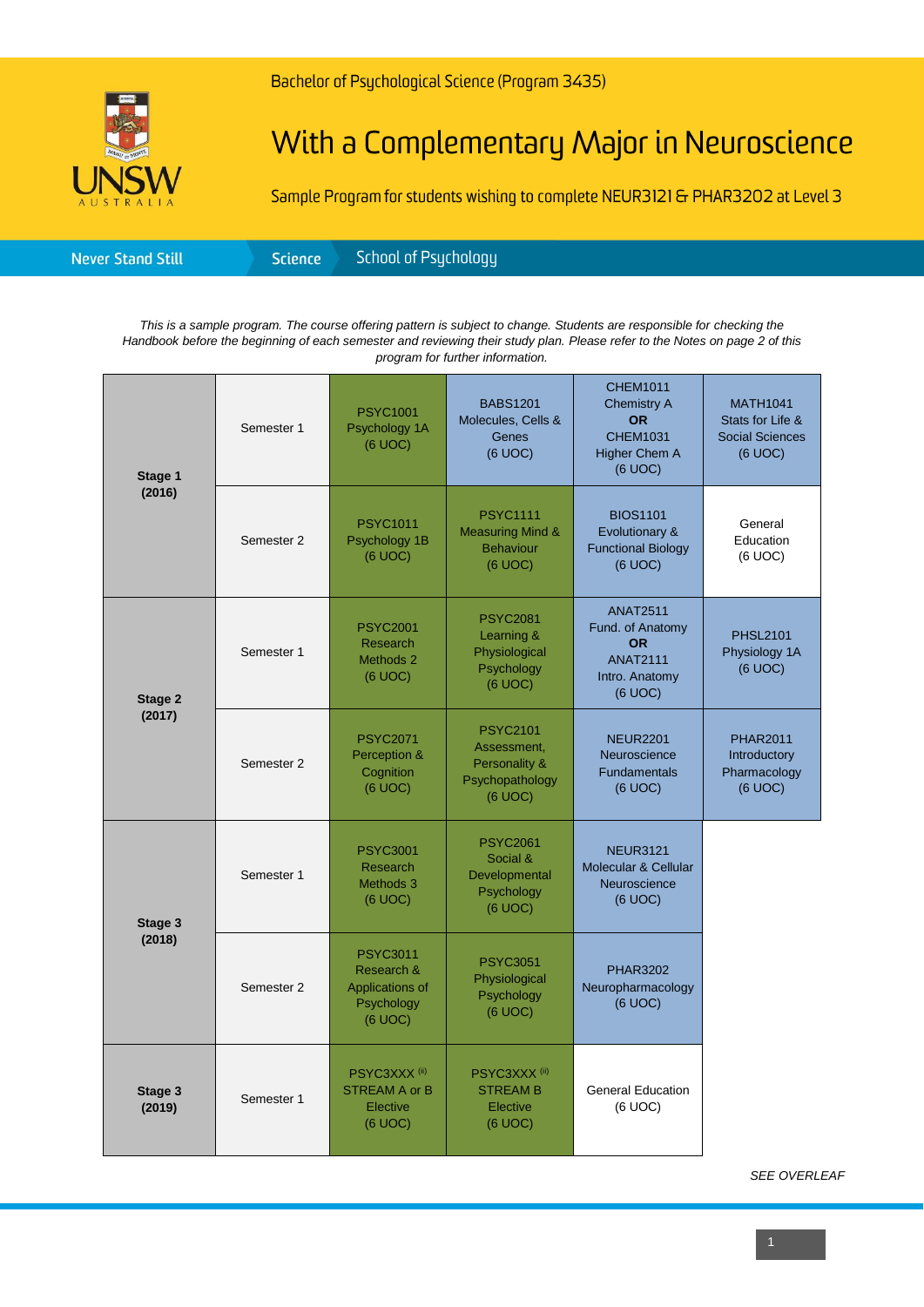Bachelor of Psychological Science (Program 3435)

# With a Complementary Major in Neuroscience

Sample Program for students wishing to complete NEUR3121 & PHAR3202 at Level 3

Never Stand Still | Science | School of Psychology

*This is a sample program. The course offering pattern is subject to change. Students are responsible for checking the Handbook before the beginning of each semester and reviewing their study plan. Please refer to the Notes on page 2 of this program for further information.*

| Stage | Semester | | | | |
|---|---|---|---|---|---|
| **Stage 1 (2016)** | Semester 1 | PSYC1001 Psychology 1A (6 UOC) | BABS1201 Molecules, Cells & Genes (6 UOC) | CHEM1011 Chemistry A **OR** CHEM1031 Higher Chem A (6 UOC) | MATH1041 Stats for Life & Social Sciences (6 UOC) |
| | Semester 2 | PSYC1011 Psychology 1B (6 UOC) | PSYC1111 Measuring Mind & Behaviour (6 UOC) | BIOS1101 Evolutionary & Functional Biology (6 UOC) | General Education (6 UOC) |
| **Stage 2 (2017)** | Semester 1 | PSYC2001 Research Methods 2 (6 UOC) | PSYC2081 Learning & Physiological Psychology (6 UOC) | ANAT2511 Fund. of Anatomy **OR** ANAT2111 Intro. Anatomy (6 UOC) | PHSL2101 Physiology 1A (6 UOC) |
| | Semester 2 | PSYC2071 Perception & Cognition (6 UOC) | PSYC2101 Assessment, Personality & Psychopathology (6 UOC) | NEUR2201 Neuroscience Fundamentals (6 UOC) | PHAR2011 Introductory Pharmacology (6 UOC) |
| **Stage 3 (2018)** | Semester 1 | PSYC3001 Research Methods 3 (6 UOC) | PSYC2061 Social & Developmental Psychology (6 UOC) | NEUR3121 Molecular & Cellular Neuroscience (6 UOC) | |
| | Semester 2 | PSYC3011 Research & Applications of Psychology (6 UOC) | PSYC3051 Physiological Psychology (6 UOC) | PHAR3202 Neuropharmacology (6 UOC) | |
| **Stage 3 (2019)** | Semester 1 | PSYC3XXX [ii] STREAM A or B Elective (6 UOC) | PSYC3XXX [ii] STREAM B Elective (6 UOC) | General Education (6 UOC) | |

*SEE OVERLEAF*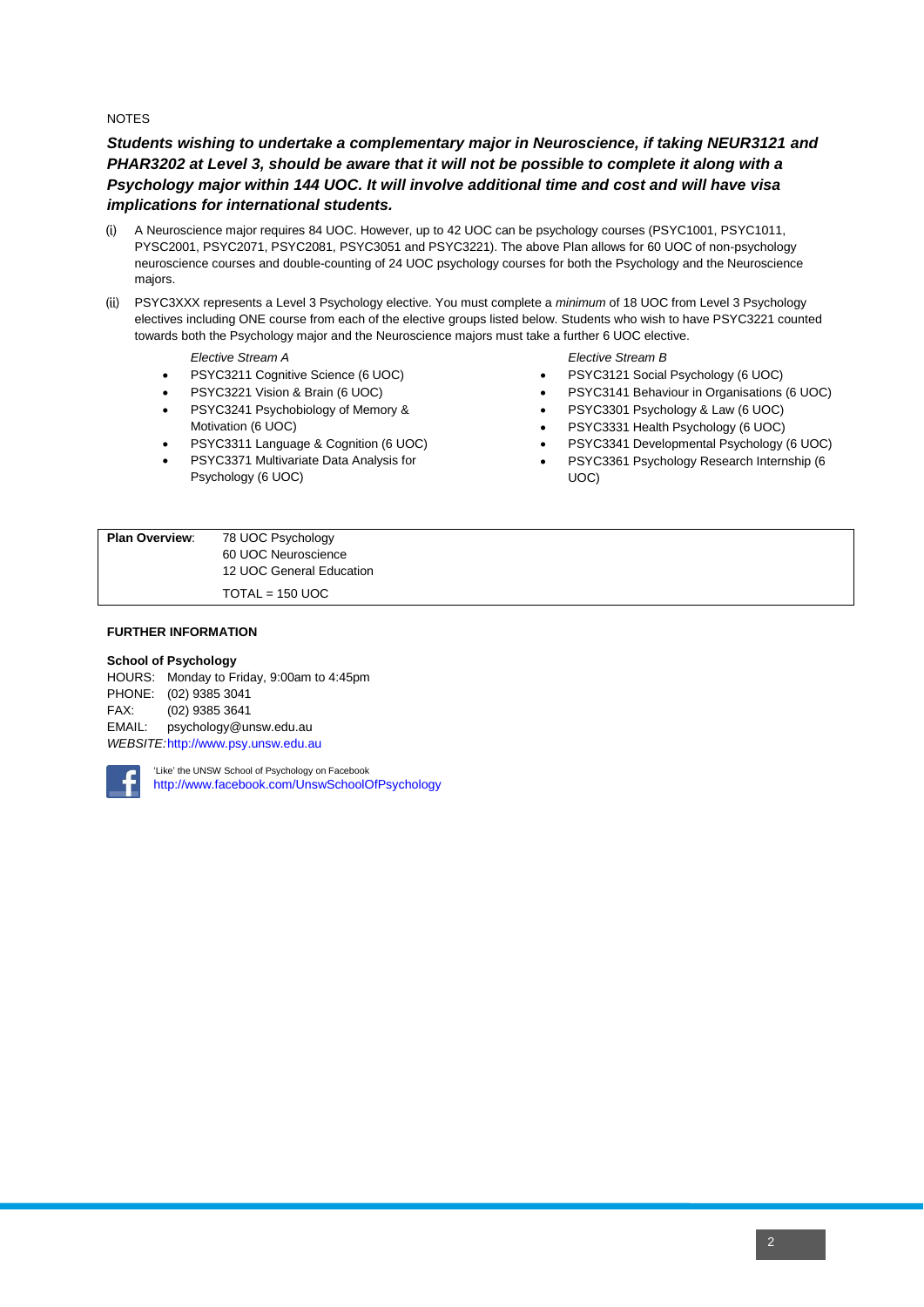NOTES

***Students wishing to undertake a complementary major in Neuroscience, if taking NEUR3121 and PHAR3202 at Level 3, should be aware that it will not be possible to complete it along with a Psychology major within 144 UOC. It will involve additional time and cost and will have visa implications for international students.***

(i) A Neuroscience major requires 84 UOC. However, up to 42 UOC can be psychology courses (PSYC1001, PSYC1011, PYSC2001, PSYC2071, PSYC2081, PSYC3051 and PSYC3221). The above Plan allows for 60 UOC of non-psychology neuroscience courses and double-counting of 24 UOC psychology courses for both the Psychology and the Neuroscience majors.

(ii) PSYC3XXX represents a Level 3 Psychology elective. You must complete a *minimum* of 18 UOC from Level 3 Psychology electives including ONE course from each of the elective groups listed below. Students who wish to have PSYC3221 counted towards both the Psychology major and the Neuroscience majors must take a further 6 UOC elective.

*Elective Stream A*

- PSYC3211 Cognitive Science (6 UOC)
- PSYC3221 Vision & Brain (6 UOC)
- PSYC3241 Psychobiology of Memory & Motivation (6 UOC)
- PSYC3311 Language & Cognition (6 UOC)
- PSYC3371 Multivariate Data Analysis for Psychology (6 UOC)

*Elective Stream B*

- PSYC3121 Social Psychology (6 UOC)
- PSYC3141 Behaviour in Organisations (6 UOC)
- PSYC3301 Psychology & Law (6 UOC)
- PSYC3331 Health Psychology (6 UOC)
- PSYC3341 Developmental Psychology (6 UOC)
- PSYC3361 Psychology Research Internship (6 UOC)

| | |
|---|---|
| **Plan Overview**: | 78 UOC Psychology<br>60 UOC Neuroscience<br>12 UOC General Education<br>TOTAL = 150 UOC |

**FURTHER INFORMATION**

**School of Psychology**

HOURS: Monday to Friday, 9:00am to 4:45pm
PHONE: (02) 9385 3041
FAX: (02) 9385 3641
EMAIL: psychology@unsw.edu.au
*WEBSITE:* http://www.psy.unsw.edu.au

'Like' the UNSW School of Psychology on Facebook
http://www.facebook.com/UnswSchoolOfPsychology